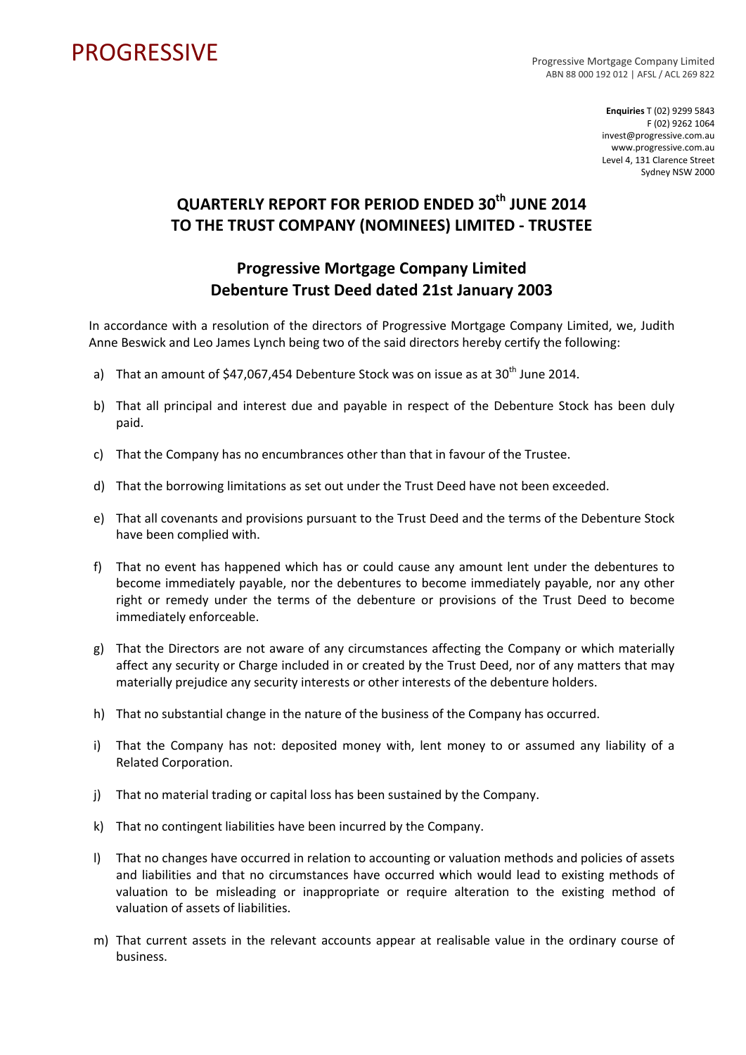PROGRESSIVE

Progressive Mortgage Company Limited
ABN 88 000 192 012 | AFSL / ACL 269 822

**Enquiries** T (02) 9299 5843
F (02) 9262 1064
invest@progressive.com.au
www.progressive.com.au
Level 4, 131 Clarence Street
Sydney NSW 2000

# QUARTERLY REPORT FOR PERIOD ENDED 30th JUNE 2014 TO THE TRUST COMPANY (NOMINEES) LIMITED - TRUSTEE

## Progressive Mortgage Company Limited Debenture Trust Deed dated 21st January 2003

In accordance with a resolution of the directors of Progressive Mortgage Company Limited, we, Judith Anne Beswick and Leo James Lynch being two of the said directors hereby certify the following:

a) That an amount of $47,067,454 Debenture Stock was on issue as at 30th June 2014.

b) That all principal and interest due and payable in respect of the Debenture Stock has been duly paid.

c) That the Company has no encumbrances other than that in favour of the Trustee.

d) That the borrowing limitations as set out under the Trust Deed have not been exceeded.

e) That all covenants and provisions pursuant to the Trust Deed and the terms of the Debenture Stock have been complied with.

f) That no event has happened which has or could cause any amount lent under the debentures to become immediately payable, nor the debentures to become immediately payable, nor any other right or remedy under the terms of the debenture or provisions of the Trust Deed to become immediately enforceable.

g) That the Directors are not aware of any circumstances affecting the Company or which materially affect any security or Charge included in or created by the Trust Deed, nor of any matters that may materially prejudice any security interests or other interests of the debenture holders.

h) That no substantial change in the nature of the business of the Company has occurred.

i) That the Company has not: deposited money with, lent money to or assumed any liability of a Related Corporation.

j) That no material trading or capital loss has been sustained by the Company.

k) That no contingent liabilities have been incurred by the Company.

l) That no changes have occurred in relation to accounting or valuation methods and policies of assets and liabilities and that no circumstances have occurred which would lead to existing methods of valuation to be misleading or inappropriate or require alteration to the existing method of valuation of assets of liabilities.

m) That current assets in the relevant accounts appear at realisable value in the ordinary course of business.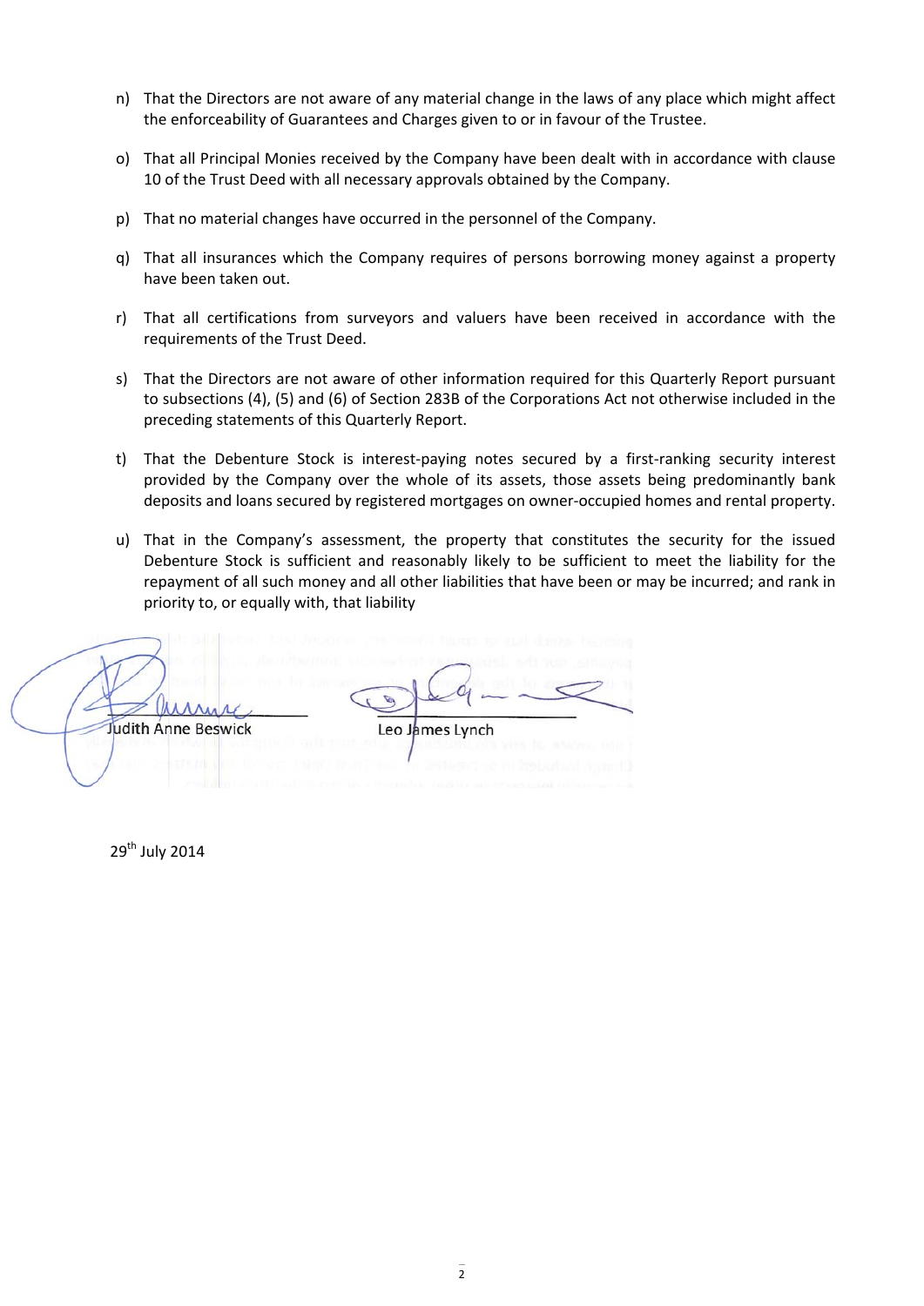n) That the Directors are not aware of any material change in the laws of any place which might affect the enforceability of Guarantees and Charges given to or in favour of the Trustee.

o) That all Principal Monies received by the Company have been dealt with in accordance with clause 10 of the Trust Deed with all necessary approvals obtained by the Company.

p) That no material changes have occurred in the personnel of the Company.

q) That all insurances which the Company requires of persons borrowing money against a property have been taken out.

r) That all certifications from surveyors and valuers have been received in accordance with the requirements of the Trust Deed.

s) That the Directors are not aware of other information required for this Quarterly Report pursuant to subsections (4), (5) and (6) of Section 283B of the Corporations Act not otherwise included in the preceding statements of this Quarterly Report.

t) That the Debenture Stock is interest-paying notes secured by a first-ranking security interest provided by the Company over the whole of its assets, those assets being predominantly bank deposits and loans secured by registered mortgages on owner-occupied homes and rental property.

u) That in the Company's assessment, the property that constitutes the security for the issued Debenture Stock is sufficient and reasonably likely to be sufficient to meet the liability for the repayment of all such money and all other liabilities that have been or may be incurred; and rank in priority to, or equally with, that liability

Judith Anne Beswick

Leo James Lynch

29th July 2014